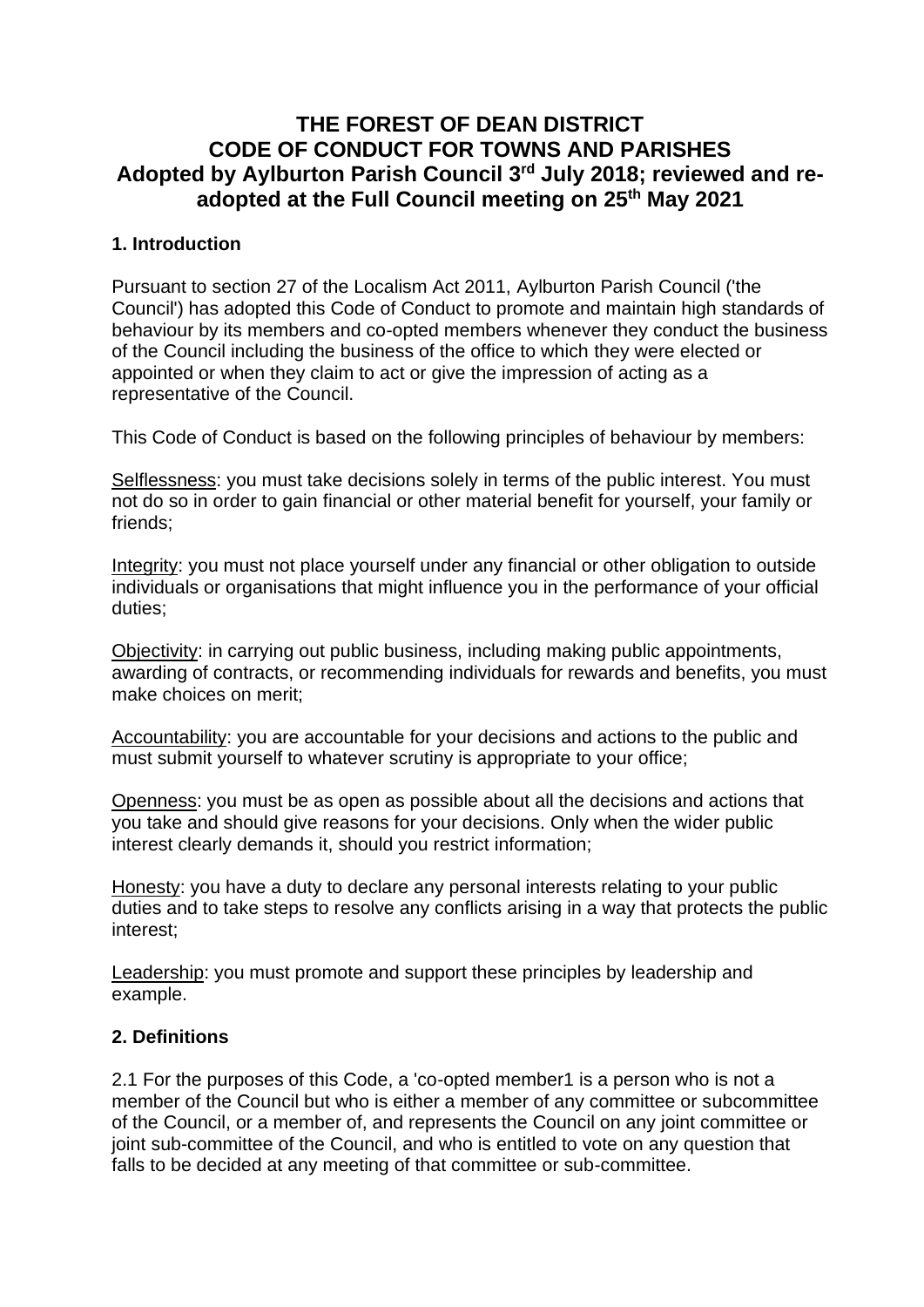# THE FOREST OF DEAN DISTRICT
# CODE OF CONDUCT FOR TOWNS AND PARISHES
# Adopted by Aylburton Parish Council 3rd July 2018; reviewed and re-adopted at the Full Council meeting on 25th May 2021

## 1. Introduction

Pursuant to section 27 of the Localism Act 2011, Aylburton Parish Council ('the Council') has adopted this Code of Conduct to promote and maintain high standards of behaviour by its members and co-opted members whenever they conduct the business of the Council including the business of the office to which they were elected or appointed or when they claim to act or give the impression of acting as a representative of the Council.

This Code of Conduct is based on the following principles of behaviour by members:

Selflessness: you must take decisions solely in terms of the public interest. You must not do so in order to gain financial or other material benefit for yourself, your family or friends;

Integrity: you must not place yourself under any financial or other obligation to outside individuals or organisations that might influence you in the performance of your official duties;

Objectivity: in carrying out public business, including making public appointments, awarding of contracts, or recommending individuals for rewards and benefits, you must make choices on merit;

Accountability: you are accountable for your decisions and actions to the public and must submit yourself to whatever scrutiny is appropriate to your office;

Openness: you must be as open as possible about all the decisions and actions that you take and should give reasons for your decisions. Only when the wider public interest clearly demands it, should you restrict information;

Honesty: you have a duty to declare any personal interests relating to your public duties and to take steps to resolve any conflicts arising in a way that protects the public interest;

Leadership: you must promote and support these principles by leadership and example.

## 2. Definitions

2.1 For the purposes of this Code, a 'co-opted member1 is a person who is not a member of the Council but who is either a member of any committee or subcommittee of the Council, or a member of, and represents the Council on any joint committee or joint sub-committee of the Council, and who is entitled to vote on any question that falls to be decided at any meeting of that committee or sub-committee.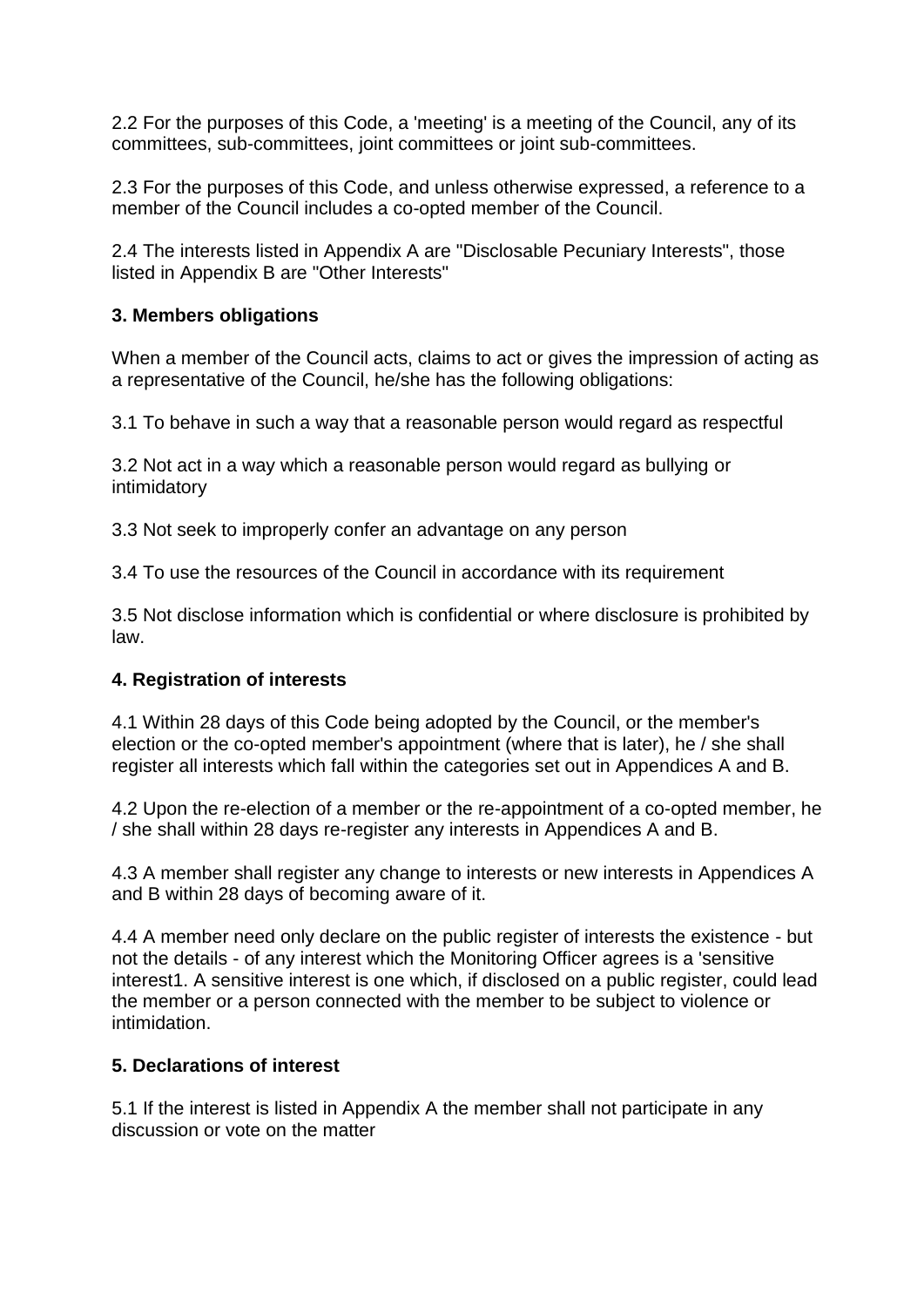2.2 For the purposes of this Code, a 'meeting' is a meeting of the Council, any of its committees, sub-committees, joint committees or joint sub-committees.

2.3 For the purposes of this Code, and unless otherwise expressed, a reference to a member of the Council includes a co-opted member of the Council.

2.4 The interests listed in Appendix A are "Disclosable Pecuniary Interests", those listed in Appendix B are "Other Interests"

### 3. Members obligations

When a member of the Council acts, claims to act or gives the impression of acting as a representative of the Council, he/she has the following obligations:

3.1 To behave in such a way that a reasonable person would regard as respectful

3.2 Not act in a way which a reasonable person would regard as bullying or intimidatory

3.3 Not seek to improperly confer an advantage on any person

3.4 To use the resources of the Council in accordance with its requirement

3.5 Not disclose information which is confidential or where disclosure is prohibited by law.

### 4. Registration of interests

4.1 Within 28 days of this Code being adopted by the Council, or the member's election or the co-opted member's appointment (where that is later), he / she shall register all interests which fall within the categories set out in Appendices A and B.

4.2 Upon the re-election of a member or the re-appointment of a co-opted member, he / she shall within 28 days re-register any interests in Appendices A and B.

4.3 A member shall register any change to interests or new interests in Appendices A and B within 28 days of becoming aware of it.

4.4 A member need only declare on the public register of interests the existence - but not the details - of any interest which the Monitoring Officer agrees is a 'sensitive interest1. A sensitive interest is one which, if disclosed on a public register, could lead the member or a person connected with the member to be subject to violence or intimidation.

### 5. Declarations of interest

5.1 If the interest is listed in Appendix A the member shall not participate in any discussion or vote on the matter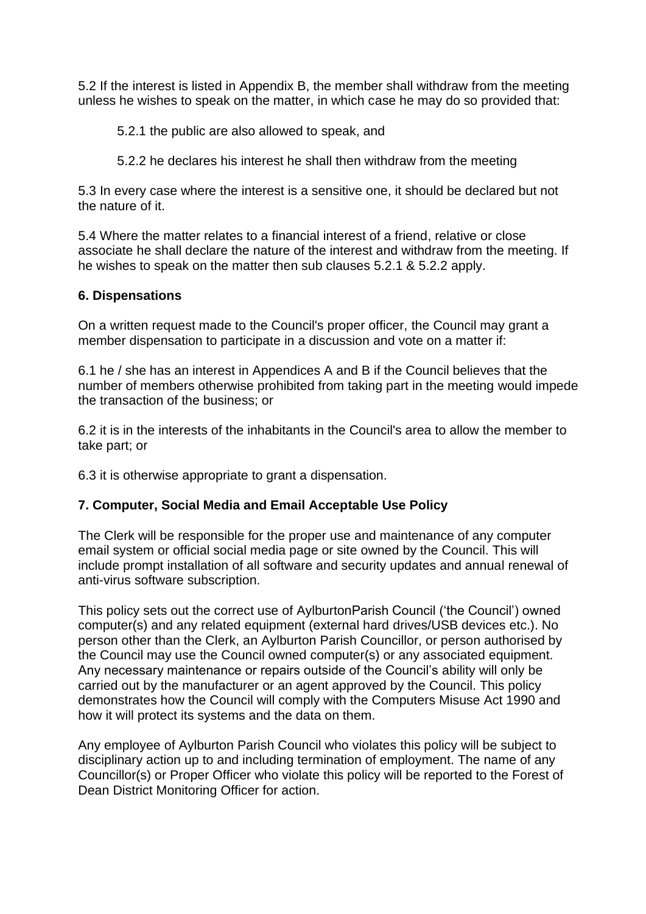5.2 If the interest is listed in Appendix B, the member shall withdraw from the meeting unless he wishes to speak on the matter, in which case he may do so provided that:

5.2.1 the public are also allowed to speak, and

5.2.2 he declares his interest he shall then withdraw from the meeting

5.3 In every case where the interest is a sensitive one, it should be declared but not the nature of it.

5.4 Where the matter relates to a financial interest of a friend, relative or close associate he shall declare the nature of the interest and withdraw from the meeting. If he wishes to speak on the matter then sub clauses 5.2.1 & 5.2.2 apply.

**6. Dispensations**

On a written request made to the Council's proper officer, the Council may grant a member dispensation to participate in a discussion and vote on a matter if:

6.1 he / she has an interest in Appendices A and B if the Council believes that the number of members otherwise prohibited from taking part in the meeting would impede the transaction of the business; or

6.2 it is in the interests of the inhabitants in the Council's area to allow the member to take part; or

6.3 it is otherwise appropriate to grant a dispensation.

**7. Computer, Social Media and Email Acceptable Use Policy**

The Clerk will be responsible for the proper use and maintenance of any computer email system or official social media page or site owned by the Council. This will include prompt installation of all software and security updates and annual renewal of anti-virus software subscription.

This policy sets out the correct use of AylburtonParish Council ('the Council') owned computer(s) and any related equipment (external hard drives/USB devices etc.). No person other than the Clerk, an Aylburton Parish Councillor, or person authorised by the Council may use the Council owned computer(s) or any associated equipment. Any necessary maintenance or repairs outside of the Council's ability will only be carried out by the manufacturer or an agent approved by the Council. This policy demonstrates how the Council will comply with the Computers Misuse Act 1990 and how it will protect its systems and the data on them.

Any employee of Aylburton Parish Council who violates this policy will be subject to disciplinary action up to and including termination of employment. The name of any Councillor(s) or Proper Officer who violate this policy will be reported to the Forest of Dean District Monitoring Officer for action.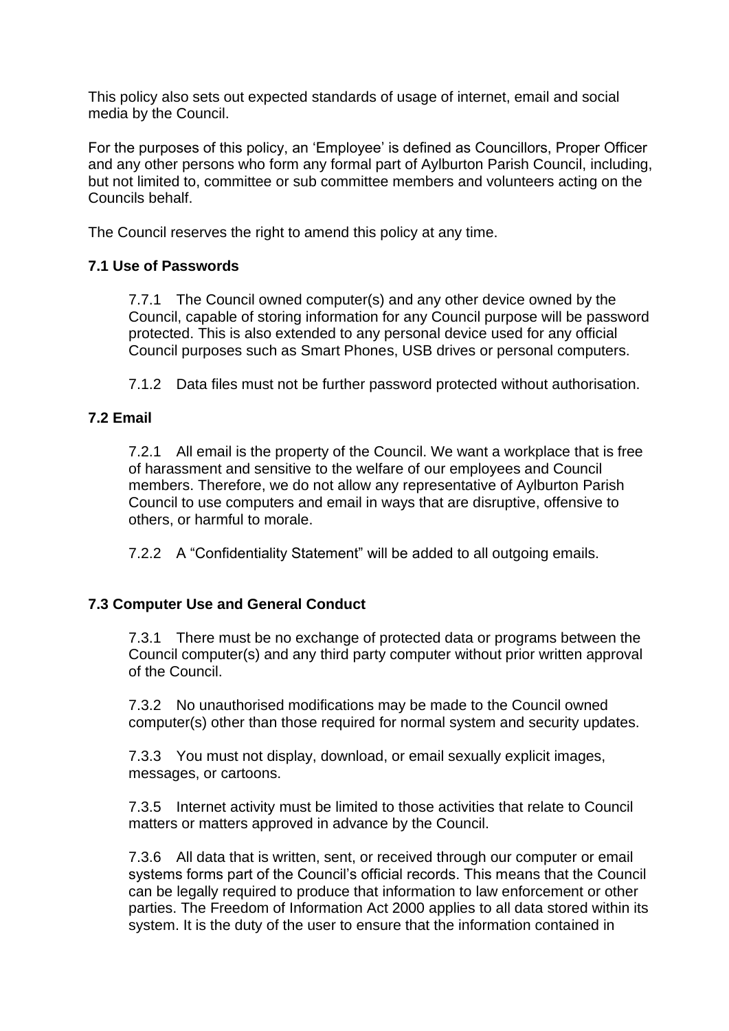This policy also sets out expected standards of usage of internet, email and social media by the Council.

For the purposes of this policy, an 'Employee' is defined as Councillors, Proper Officer and any other persons who form any formal part of Aylburton Parish Council, including, but not limited to, committee or sub committee members and volunteers acting on the Councils behalf.

The Council reserves the right to amend this policy at any time.

### 7.1 Use of Passwords

7.7.1 The Council owned computer(s) and any other device owned by the Council, capable of storing information for any Council purpose will be password protected. This is also extended to any personal device used for any official Council purposes such as Smart Phones, USB drives or personal computers.

7.1.2 Data files must not be further password protected without authorisation.

### 7.2 Email

7.2.1 All email is the property of the Council. We want a workplace that is free of harassment and sensitive to the welfare of our employees and Council members. Therefore, we do not allow any representative of Aylburton Parish Council to use computers and email in ways that are disruptive, offensive to others, or harmful to morale.

7.2.2 A "Confidentiality Statement" will be added to all outgoing emails.

### 7.3 Computer Use and General Conduct

7.3.1 There must be no exchange of protected data or programs between the Council computer(s) and any third party computer without prior written approval of the Council.

7.3.2 No unauthorised modifications may be made to the Council owned computer(s) other than those required for normal system and security updates.

7.3.3 You must not display, download, or email sexually explicit images, messages, or cartoons.

7.3.5 Internet activity must be limited to those activities that relate to Council matters or matters approved in advance by the Council.

7.3.6 All data that is written, sent, or received through our computer or email systems forms part of the Council's official records. This means that the Council can be legally required to produce that information to law enforcement or other parties. The Freedom of Information Act 2000 applies to all data stored within its system. It is the duty of the user to ensure that the information contained in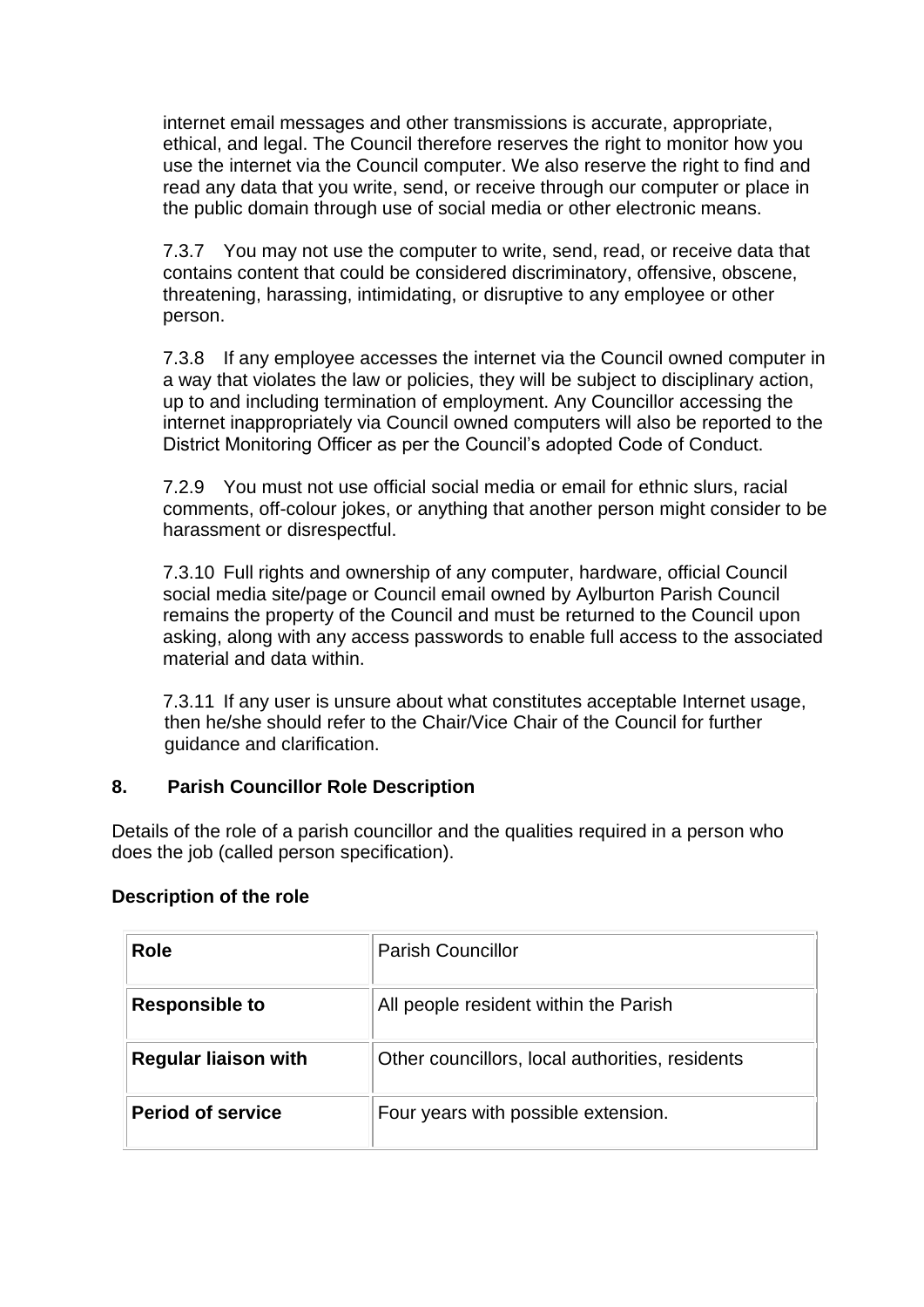internet email messages and other transmissions is accurate, appropriate, ethical, and legal. The Council therefore reserves the right to monitor how you use the internet via the Council computer. We also reserve the right to find and read any data that you write, send, or receive through our computer or place in the public domain through use of social media or other electronic means.

7.3.7 You may not use the computer to write, send, read, or receive data that contains content that could be considered discriminatory, offensive, obscene, threatening, harassing, intimidating, or disruptive to any employee or other person.

7.3.8 If any employee accesses the internet via the Council owned computer in a way that violates the law or policies, they will be subject to disciplinary action, up to and including termination of employment. Any Councillor accessing the internet inappropriately via Council owned computers will also be reported to the District Monitoring Officer as per the Council's adopted Code of Conduct.

7.2.9 You must not use official social media or email for ethnic slurs, racial comments, off-colour jokes, or anything that another person might consider to be harassment or disrespectful.

7.3.10 Full rights and ownership of any computer, hardware, official Council social media site/page or Council email owned by Aylburton Parish Council remains the property of the Council and must be returned to the Council upon asking, along with any access passwords to enable full access to the associated material and data within.

7.3.11 If any user is unsure about what constitutes acceptable Internet usage, then he/she should refer to the Chair/Vice Chair of the Council for further guidance and clarification.

## 8. Parish Councillor Role Description

Details of the role of a parish councillor and the qualities required in a person who does the job (called person specification).

**Description of the role**

| | |
|---|---|
| **Role** | Parish Councillor |
| **Responsible to** | All people resident within the Parish |
| **Regular liaison with** | Other councillors, local authorities, residents |
| **Period of service** | Four years with possible extension. |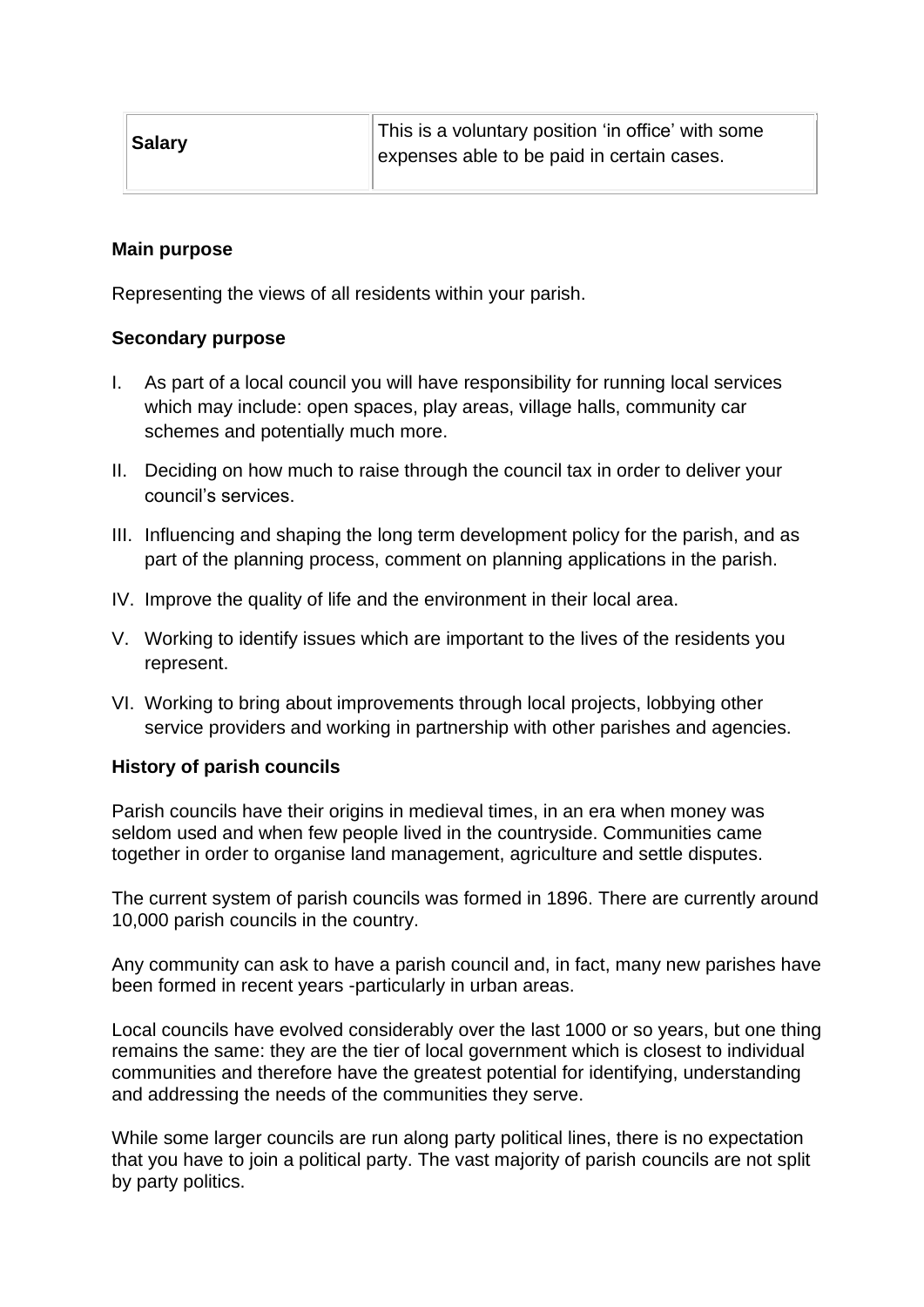| | |
|---|---|
| **Salary** | This is a voluntary position 'in office' with some expenses able to be paid in certain cases. |

**Main purpose**

Representing the views of all residents within your parish.

**Secondary purpose**

I. As part of a local council you will have responsibility for running local services which may include: open spaces, play areas, village halls, community car schemes and potentially much more.

II. Deciding on how much to raise through the council tax in order to deliver your council's services.

III. Influencing and shaping the long term development policy for the parish, and as part of the planning process, comment on planning applications in the parish.

IV. Improve the quality of life and the environment in their local area.

V. Working to identify issues which are important to the lives of the residents you represent.

VI. Working to bring about improvements through local projects, lobbying other service providers and working in partnership with other parishes and agencies.

**History of parish councils**

Parish councils have their origins in medieval times, in an era when money was seldom used and when few people lived in the countryside. Communities came together in order to organise land management, agriculture and settle disputes.

The current system of parish councils was formed in 1896. There are currently around 10,000 parish councils in the country.

Any community can ask to have a parish council and, in fact, many new parishes have been formed in recent years -particularly in urban areas.

Local councils have evolved considerably over the last 1000 or so years, but one thing remains the same: they are the tier of local government which is closest to individual communities and therefore have the greatest potential for identifying, understanding and addressing the needs of the communities they serve.

While some larger councils are run along party political lines, there is no expectation that you have to join a political party. The vast majority of parish councils are not split by party politics.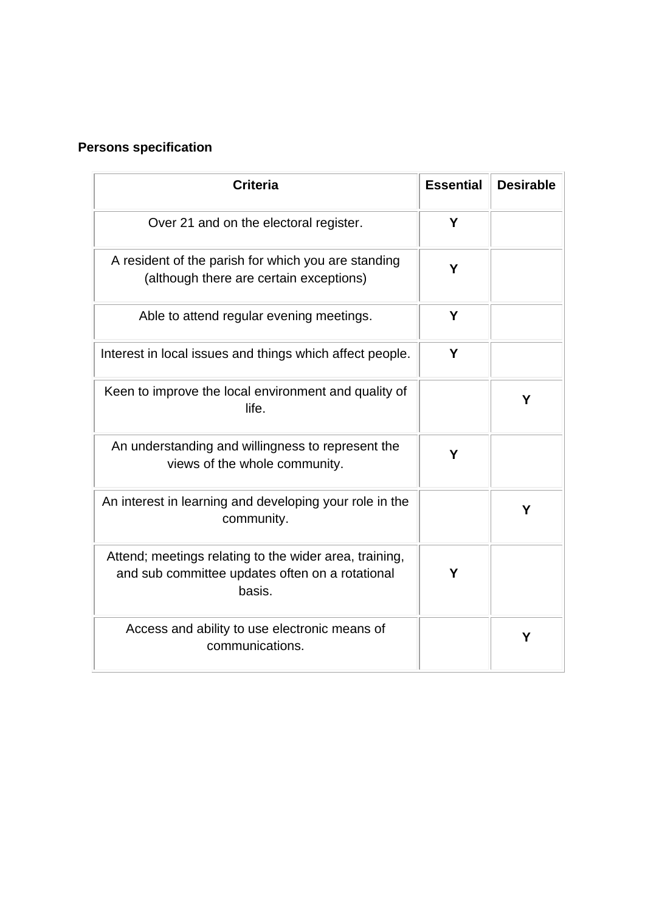**Persons specification**

| Criteria | Essential | Desirable |
|---|---|---|
| Over 21 and on the electoral register. | **Y** | |
| A resident of the parish for which you are standing (although there are certain exceptions) | **Y** | |
| Able to attend regular evening meetings. | **Y** | |
| Interest in local issues and things which affect people. | **Y** | |
| Keen to improve the local environment and quality of life. | | **Y** |
| An understanding and willingness to represent the views of the whole community. | **Y** | |
| An interest in learning and developing your role in the community. | | **Y** |
| Attend; meetings relating to the wider area, training, and sub committee updates often on a rotational basis. | **Y** | |
| Access and ability to use electronic means of communications. | | **Y** |